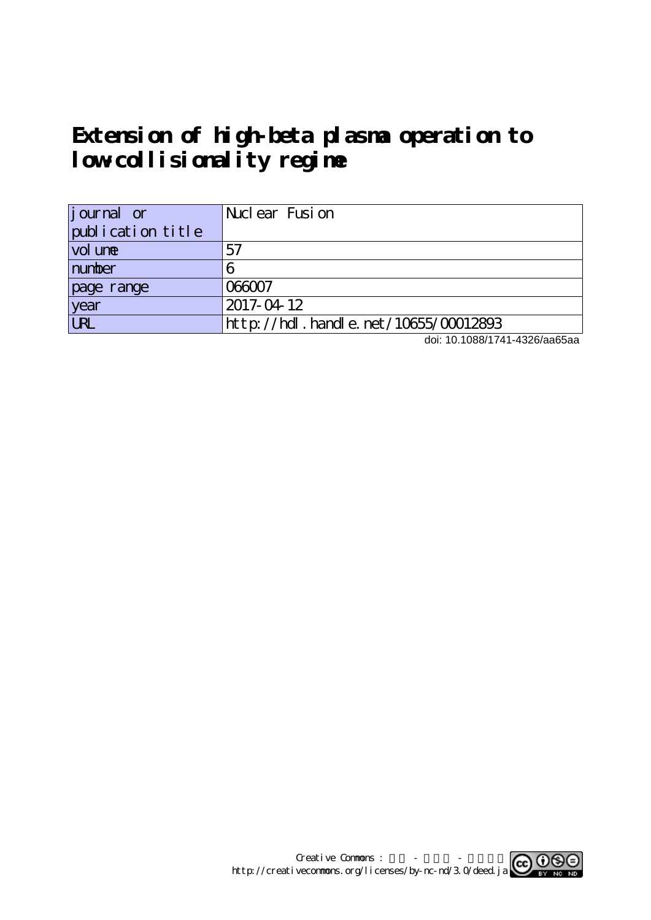# Extension of high-beta plasma operation to low-collisionality regime

| journal or publication title | Nuclear Fusion |
| --- | --- |
| volume | 57 |
| number | 6 |
| page range | 066007 |
| year | 2017-04-12 |
| URL | http://hdl.handle.net/10655/00012893 |

doi: 10.1088/1741-4326/aa65aa

Creative Commons : 表示 - 非営利 - 改変禁止
http://creativecommons.org/licenses/by-nc-nd/3.0/deed.ja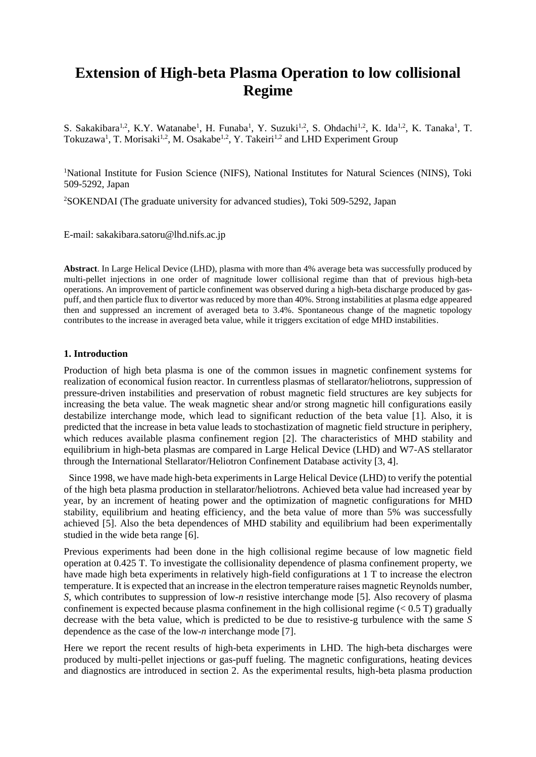# Extension of High-beta Plasma Operation to low collisional Regime

S. Sakakibara[1,2], K.Y. Watanabe[1], H. Funaba[1], Y. Suzuki[1,2], S. Ohdachi[1,2], K. Ida[1,2], K. Tanaka[1], T. Tokuzawa[1], T. Morisaki[1,2], M. Osakabe[1,2], Y. Takeiri[1,2] and LHD Experiment Group

[1]National Institute for Fusion Science (NIFS), National Institutes for Natural Sciences (NINS), Toki 509-5292, Japan

[2]SOKENDAI (The graduate university for advanced studies), Toki 509-5292, Japan

E-mail: sakakibara.satoru@lhd.nifs.ac.jp

**Abstract**. In Large Helical Device (LHD), plasma with more than 4% average beta was successfully produced by multi-pellet injections in one order of magnitude lower collisional regime than that of previous high-beta operations. An improvement of particle confinement was observed during a high-beta discharge produced by gas-puff, and then particle flux to divertor was reduced by more than 40%. Strong instabilities at plasma edge appeared then and suppressed an increment of averaged beta to 3.4%. Spontaneous change of the magnetic topology contributes to the increase in averaged beta value, while it triggers excitation of edge MHD instabilities.

## 1. Introduction

Production of high beta plasma is one of the common issues in magnetic confinement systems for realization of economical fusion reactor. In currentless plasmas of stellarator/heliotrons, suppression of pressure-driven instabilities and preservation of robust magnetic field structures are key subjects for increasing the beta value. The weak magnetic shear and/or strong magnetic hill configurations easily destabilize interchange mode, which lead to significant reduction of the beta value [1]. Also, it is predicted that the increase in beta value leads to stochastization of magnetic field structure in periphery, which reduces available plasma confinement region [2]. The characteristics of MHD stability and equilibrium in high-beta plasmas are compared in Large Helical Device (LHD) and W7-AS stellarator through the International Stellarator/Heliotron Confinement Database activity [3, 4].

Since 1998, we have made high-beta experiments in Large Helical Device (LHD) to verify the potential of the high beta plasma production in stellarator/heliotrons. Achieved beta value had increased year by year, by an increment of heating power and the optimization of magnetic configurations for MHD stability, equilibrium and heating efficiency, and the beta value of more than 5% was successfully achieved [5]. Also the beta dependences of MHD stability and equilibrium had been experimentally studied in the wide beta range [6].

Previous experiments had been done in the high collisional regime because of low magnetic field operation at 0.425 T. To investigate the collisionality dependence of plasma confinement property, we have made high beta experiments in relatively high-field configurations at 1 T to increase the electron temperature. It is expected that an increase in the electron temperature raises magnetic Reynolds number, *S*, which contributes to suppression of low-*n* resistive interchange mode [5]. Also recovery of plasma confinement is expected because plasma confinement in the high collisional regime (< 0.5 T) gradually decrease with the beta value, which is predicted to be due to resistive-g turbulence with the same *S* dependence as the case of the low-*n* interchange mode [7].

Here we report the recent results of high-beta experiments in LHD. The high-beta discharges were produced by multi-pellet injections or gas-puff fueling. The magnetic configurations, heating devices and diagnostics are introduced in section 2. As the experimental results, high-beta plasma production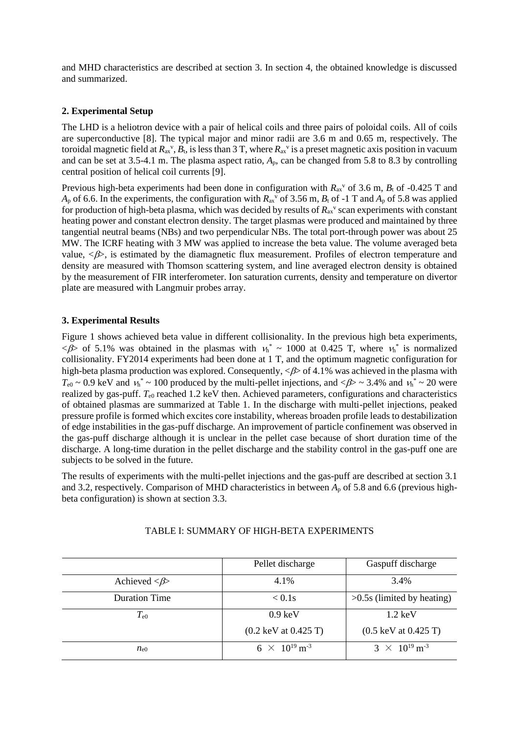and MHD characteristics are described at section 3. In section 4, the obtained knowledge is discussed and summarized.

## 2. Experimental Setup

The LHD is a heliotron device with a pair of helical coils and three pairs of poloidal coils. All of coils are superconductive [8]. The typical major and minor radii are 3.6 m and 0.65 m, respectively. The toroidal magnetic field at $R_{ax}^{v}$, $B_t$, is less than 3 T, where $R_{ax}^{v}$ is a preset magnetic axis position in vacuum and can be set at 3.5-4.1 m. The plasma aspect ratio, $A_p$, can be changed from 5.8 to 8.3 by controlling central position of helical coil currents [9].

Previous high-beta experiments had been done in configuration with $R_{ax}^{v}$ of 3.6 m, $B_t$ of -0.425 T and $A_p$ of 6.6. In the experiments, the configuration with $R_{ax}^{v}$ of 3.56 m, $B_t$ of -1 T and $A_p$ of 5.8 was applied for production of high-beta plasma, which was decided by results of $R_{ax}^{v}$ scan experiments with constant heating power and constant electron density. The target plasmas were produced and maintained by three tangential neutral beams (NBs) and two perpendicular NBs. The total port-through power was about 25 MW. The ICRF heating with 3 MW was applied to increase the beta value. The volume averaged beta value, $<\beta>$, is estimated by the diamagnetic flux measurement. Profiles of electron temperature and density are measured with Thomson scattering system, and line averaged electron density is obtained by the measurement of FIR interferometer. Ion saturation currents, density and temperature on divertor plate are measured with Langmuir probes array.

## 3. Experimental Results

Figure 1 shows achieved beta value in different collisionality. In the previous high beta experiments, $<\beta>$ of 5.1% was obtained in the plasmas with $\nu_h^* \sim 1000$ at 0.425 T, where $\nu_h^*$ is normalized collisionality. FY2014 experiments had been done at 1 T, and the optimum magnetic configuration for high-beta plasma production was explored. Consequently, $<\beta>$ of 4.1% was achieved in the plasma with $T_{e0} \sim 0.9$ keV and $\nu_h^* \sim 100$ produced by the multi-pellet injections, and $<\beta> \sim 3.4\%$ and $\nu_h^* \sim 20$ were realized by gas-puff. $T_{e0}$ reached 1.2 keV then. Achieved parameters, configurations and characteristics of obtained plasmas are summarized at Table 1. In the discharge with multi-pellet injections, peaked pressure profile is formed which excites core instability, whereas broaden profile leads to destabilization of edge instabilities in the gas-puff discharge. An improvement of particle confinement was observed in the gas-puff discharge although it is unclear in the pellet case because of short duration time of the discharge. A long-time duration in the pellet discharge and the stability control in the gas-puff one are subjects to be solved in the future.

The results of experiments with the multi-pellet injections and the gas-puff are described at section 3.1 and 3.2, respectively. Comparison of MHD characteristics in between $A_p$ of 5.8 and 6.6 (previous high-beta configuration) is shown at section 3.3.

TABLE I: SUMMARY OF HIGH-BETA EXPERIMENTS

| | Pellet discharge | Gaspuff discharge |
|---|---|---|
| Achieved $<\beta>$ | 4.1% | 3.4% |
| Duration Time | < 0.1s | >0.5s (limited by heating) |
| $T_{e0}$ | 0.9 keV<br>(0.2 keV at 0.425 T) | 1.2 keV<br>(0.5 keV at 0.425 T) |
| $n_{e0}$ | $6 \times 10^{19}$ m$^{-3}$ | $3 \times 10^{19}$ m$^{-3}$ |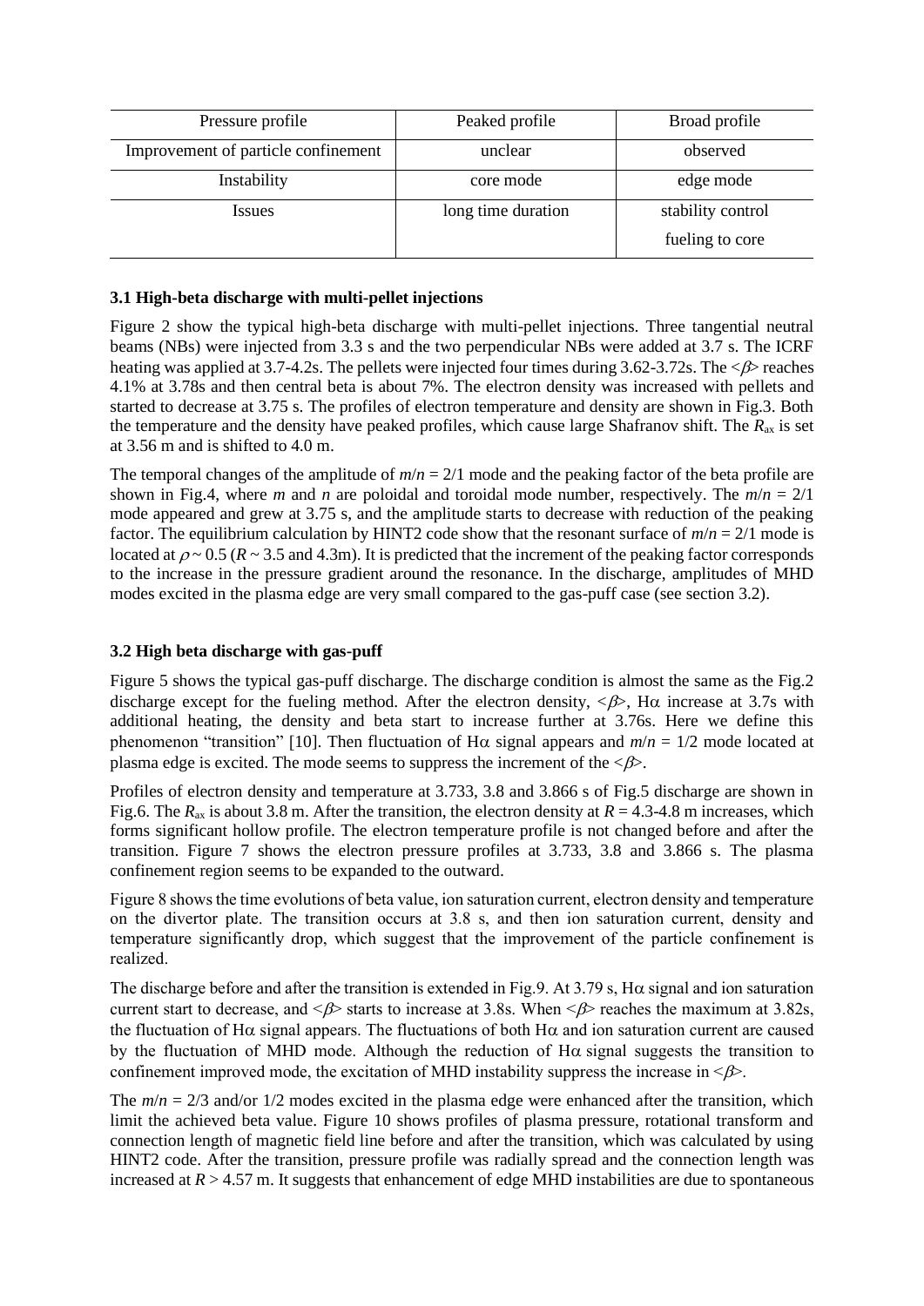| Pressure profile | Peaked profile | Broad profile |
| --- | --- | --- |
| Improvement of particle confinement | unclear | observed |
| Instability | core mode | edge mode |
| Issues | long time duration | stability control<br>fueling to core |

### 3.1 High-beta discharge with multi-pellet injections

Figure 2 show the typical high-beta discharge with multi-pellet injections. Three tangential neutral beams (NBs) were injected from 3.3 s and the two perpendicular NBs were added at 3.7 s. The ICRF heating was applied at 3.7-4.2s. The pellets were injected four times during 3.62-3.72s. The $<\beta>$ reaches 4.1% at 3.78s and then central beta is about 7%. The electron density was increased with pellets and started to decrease at 3.75 s. The profiles of electron temperature and density are shown in Fig.3. Both the temperature and the density have peaked profiles, which cause large Shafranov shift. The $R_{ax}$ is set at 3.56 m and is shifted to 4.0 m.

The temporal changes of the amplitude of $m/n = 2/1$ mode and the peaking factor of the beta profile are shown in Fig.4, where $m$ and $n$ are poloidal and toroidal mode number, respectively. The $m/n = 2/1$ mode appeared and grew at 3.75 s, and the amplitude starts to decrease with reduction of the peaking factor. The equilibrium calculation by HINT2 code show that the resonant surface of $m/n = 2/1$ mode is located at $\rho \sim 0.5$ ($R \sim 3.5$ and 4.3m). It is predicted that the increment of the peaking factor corresponds to the increase in the pressure gradient around the resonance. In the discharge, amplitudes of MHD modes excited in the plasma edge are very small compared to the gas-puff case (see section 3.2).

### 3.2 High beta discharge with gas-puff

Figure 5 shows the typical gas-puff discharge. The discharge condition is almost the same as the Fig.2 discharge except for the fueling method. After the electron density, $<\beta>$, H$\alpha$ increase at 3.7s with additional heating, the density and beta start to increase further at 3.76s. Here we define this phenomenon "transition" [10]. Then fluctuation of H$\alpha$ signal appears and $m/n = 1/2$ mode located at plasma edge is excited. The mode seems to suppress the increment of the $<\beta>$.

Profiles of electron density and temperature at 3.733, 3.8 and 3.866 s of Fig.5 discharge are shown in Fig.6. The $R_{ax}$ is about 3.8 m. After the transition, the electron density at $R$ = 4.3-4.8 m increases, which forms significant hollow profile. The electron temperature profile is not changed before and after the transition. Figure 7 shows the electron pressure profiles at 3.733, 3.8 and 3.866 s. The plasma confinement region seems to be expanded to the outward.

Figure 8 shows the time evolutions of beta value, ion saturation current, electron density and temperature on the divertor plate. The transition occurs at 3.8 s, and then ion saturation current, density and temperature significantly drop, which suggest that the improvement of the particle confinement is realized.

The discharge before and after the transition is extended in Fig.9. At 3.79 s, H$\alpha$ signal and ion saturation current start to decrease, and $<\beta>$ starts to increase at 3.8s. When $<\beta>$ reaches the maximum at 3.82s, the fluctuation of H$\alpha$ signal appears. The fluctuations of both H$\alpha$ and ion saturation current are caused by the fluctuation of MHD mode. Although the reduction of H$\alpha$ signal suggests the transition to confinement improved mode, the excitation of MHD instability suppress the increase in $<\beta>$.

The $m/n = 2/3$ and/or 1/2 modes excited in the plasma edge were enhanced after the transition, which limit the achieved beta value. Figure 10 shows profiles of plasma pressure, rotational transform and connection length of magnetic field line before and after the transition, which was calculated by using HINT2 code. After the transition, pressure profile was radially spread and the connection length was increased at $R > 4.57$ m. It suggests that enhancement of edge MHD instabilities are due to spontaneous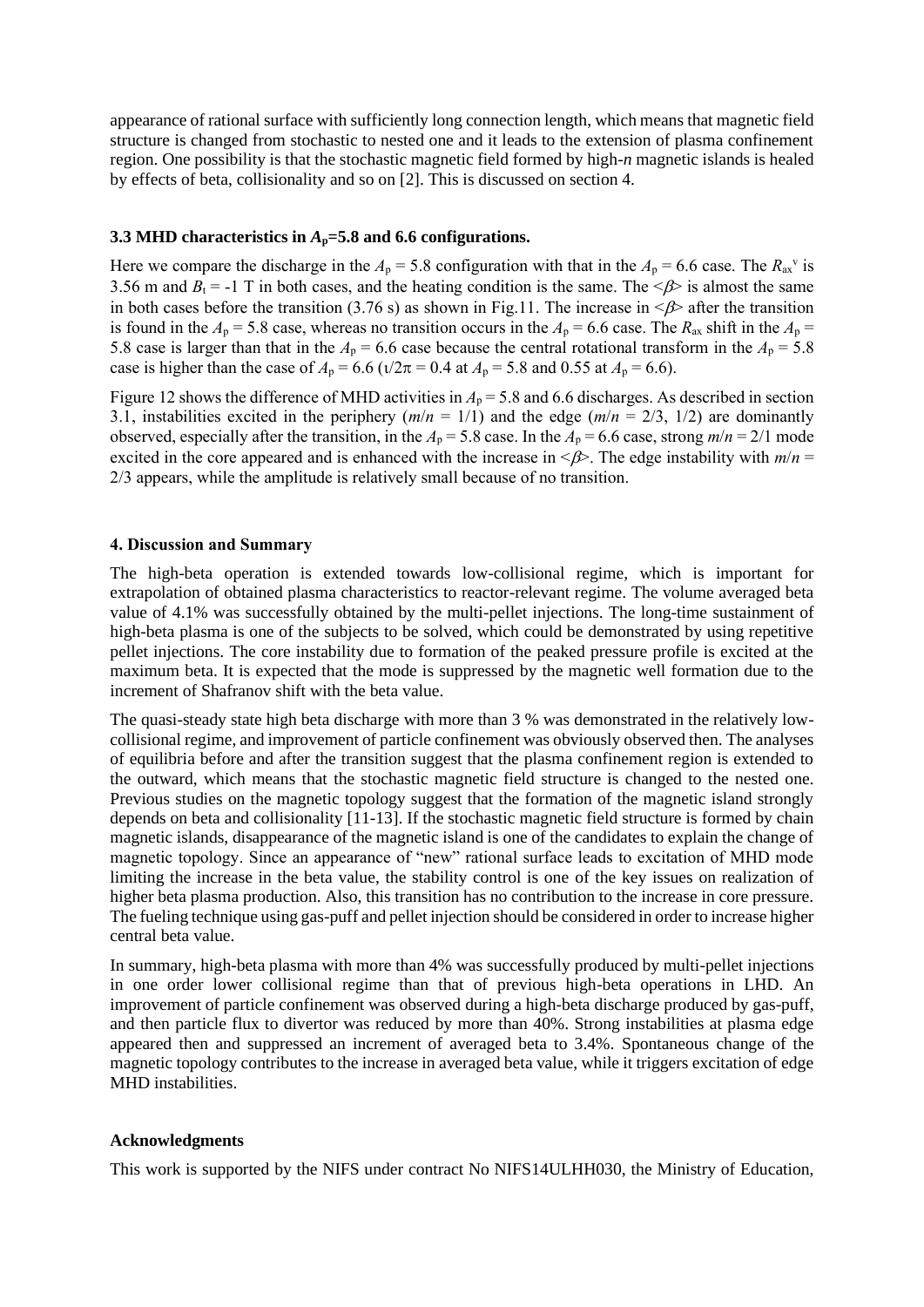appearance of rational surface with sufficiently long connection length, which means that magnetic field structure is changed from stochastic to nested one and it leads to the extension of plasma confinement region. One possibility is that the stochastic magnetic field formed by high-$n$ magnetic islands is healed by effects of beta, collisionality and so on [2]. This is discussed on section 4.

### 3.3 MHD characteristics in $A_p$=5.8 and 6.6 configurations.

Here we compare the discharge in the $A_p$ = 5.8 configuration with that in the $A_p$ = 6.6 case. The $R_{ax}^{v}$ is 3.56 m and $B_t$ = -1 T in both cases, and the heating condition is the same. The $<\beta>$ is almost the same in both cases before the transition (3.76 s) as shown in Fig.11. The increase in $<\beta>$ after the transition is found in the $A_p$ = 5.8 case, whereas no transition occurs in the $A_p$ = 6.6 case. The $R_{ax}$ shift in the $A_p$ = 5.8 case is larger than that in the $A_p$ = 6.6 case because the central rotational transform in the $A_p$ = 5.8 case is higher than the case of $A_p$ = 6.6 ($\iota/2\pi$ = 0.4 at $A_p$ = 5.8 and 0.55 at $A_p$ = 6.6).

Figure 12 shows the difference of MHD activities in $A_p$ = 5.8 and 6.6 discharges. As described in section 3.1, instabilities excited in the periphery ($m/n$ = 1/1) and the edge ($m/n$ = 2/3, 1/2) are dominantly observed, especially after the transition, in the $A_p$ = 5.8 case. In the $A_p$ = 6.6 case, strong $m/n$ = 2/1 mode excited in the core appeared and is enhanced with the increase in $<\beta>$. The edge instability with $m/n$ = 2/3 appears, while the amplitude is relatively small because of no transition.

## 4. Discussion and Summary

The high-beta operation is extended towards low-collisional regime, which is important for extrapolation of obtained plasma characteristics to reactor-relevant regime. The volume averaged beta value of 4.1% was successfully obtained by the multi-pellet injections. The long-time sustainment of high-beta plasma is one of the subjects to be solved, which could be demonstrated by using repetitive pellet injections. The core instability due to formation of the peaked pressure profile is excited at the maximum beta. It is expected that the mode is suppressed by the magnetic well formation due to the increment of Shafranov shift with the beta value.

The quasi-steady state high beta discharge with more than 3 % was demonstrated in the relatively low-collisional regime, and improvement of particle confinement was obviously observed then. The analyses of equilibria before and after the transition suggest that the plasma confinement region is extended to the outward, which means that the stochastic magnetic field structure is changed to the nested one. Previous studies on the magnetic topology suggest that the formation of the magnetic island strongly depends on beta and collisionality [11-13]. If the stochastic magnetic field structure is formed by chain magnetic islands, disappearance of the magnetic island is one of the candidates to explain the change of magnetic topology. Since an appearance of "new" rational surface leads to excitation of MHD mode limiting the increase in the beta value, the stability control is one of the key issues on realization of higher beta plasma production. Also, this transition has no contribution to the increase in core pressure. The fueling technique using gas-puff and pellet injection should be considered in order to increase higher central beta value.

In summary, high-beta plasma with more than 4% was successfully produced by multi-pellet injections in one order lower collisional regime than that of previous high-beta operations in LHD. An improvement of particle confinement was observed during a high-beta discharge produced by gas-puff, and then particle flux to divertor was reduced by more than 40%. Strong instabilities at plasma edge appeared then and suppressed an increment of averaged beta to 3.4%. Spontaneous change of the magnetic topology contributes to the increase in averaged beta value, while it triggers excitation of edge MHD instabilities.

### Acknowledgments

This work is supported by the NIFS under contract No NIFS14ULHH030, the Ministry of Education,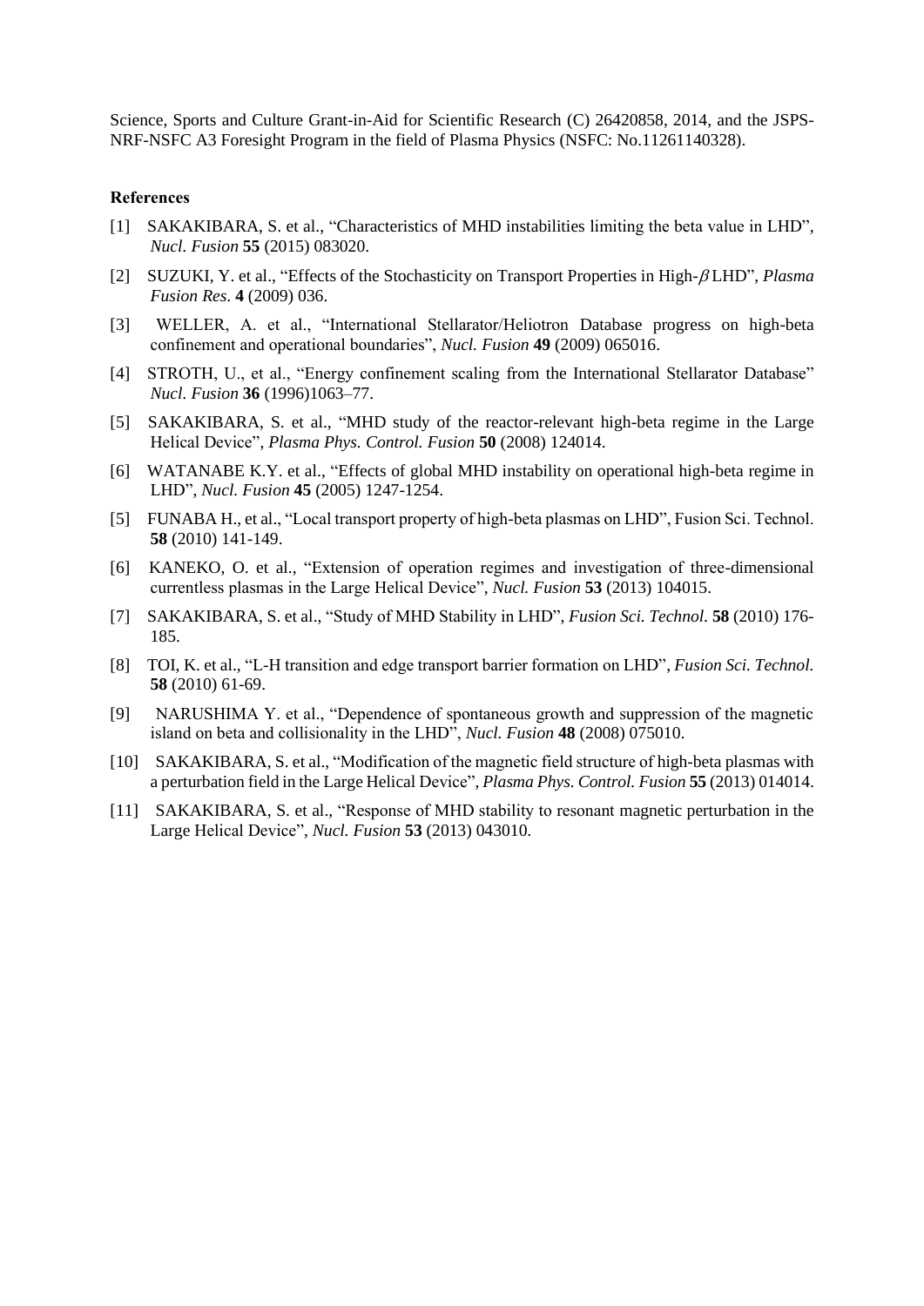Science, Sports and Culture Grant-in-Aid for Scientific Research (C) 26420858, 2014, and the JSPS-NRF-NSFC A3 Foresight Program in the field of Plasma Physics (NSFC: No.11261140328).

**References**

[1] SAKAKIBARA, S. et al., "Characteristics of MHD instabilities limiting the beta value in LHD", *Nucl. Fusion* **55** (2015) 083020.

[2] SUZUKI, Y. et al., "Effects of the Stochasticity on Transport Properties in High-$\beta$ LHD", *Plasma Fusion Res.* **4** (2009) 036.

[3] WELLER, A. et al., "International Stellarator/Heliotron Database progress on high-beta confinement and operational boundaries", *Nucl. Fusion* **49** (2009) 065016.

[4] STROTH, U., et al., "Energy confinement scaling from the International Stellarator Database" *Nucl. Fusion* **36** (1996)1063–77.

[5] SAKAKIBARA, S. et al., "MHD study of the reactor-relevant high-beta regime in the Large Helical Device", *Plasma Phys. Control. Fusion* **50** (2008) 124014.

[6] WATANABE K.Y. et al., "Effects of global MHD instability on operational high-beta regime in LHD", *Nucl. Fusion* **45** (2005) 1247-1254.

[5] FUNABA H., et al., "Local transport property of high-beta plasmas on LHD", Fusion Sci. Technol. **58** (2010) 141-149.

[6] KANEKO, O. et al., "Extension of operation regimes and investigation of three-dimensional currentless plasmas in the Large Helical Device", *Nucl. Fusion* **53** (2013) 104015.

[7] SAKAKIBARA, S. et al., "Study of MHD Stability in LHD", *Fusion Sci. Technol.* **58** (2010) 176-185.

[8] TOI, K. et al., "L-H transition and edge transport barrier formation on LHD", *Fusion Sci. Technol.* **58** (2010) 61-69.

[9] NARUSHIMA Y. et al., "Dependence of spontaneous growth and suppression of the magnetic island on beta and collisionality in the LHD", *Nucl. Fusion* **48** (2008) 075010.

[10] SAKAKIBARA, S. et al., "Modification of the magnetic field structure of high-beta plasmas with a perturbation field in the Large Helical Device", *Plasma Phys. Control. Fusion* **55** (2013) 014014.

[11] SAKAKIBARA, S. et al., "Response of MHD stability to resonant magnetic perturbation in the Large Helical Device", *Nucl. Fusion* **53** (2013) 043010.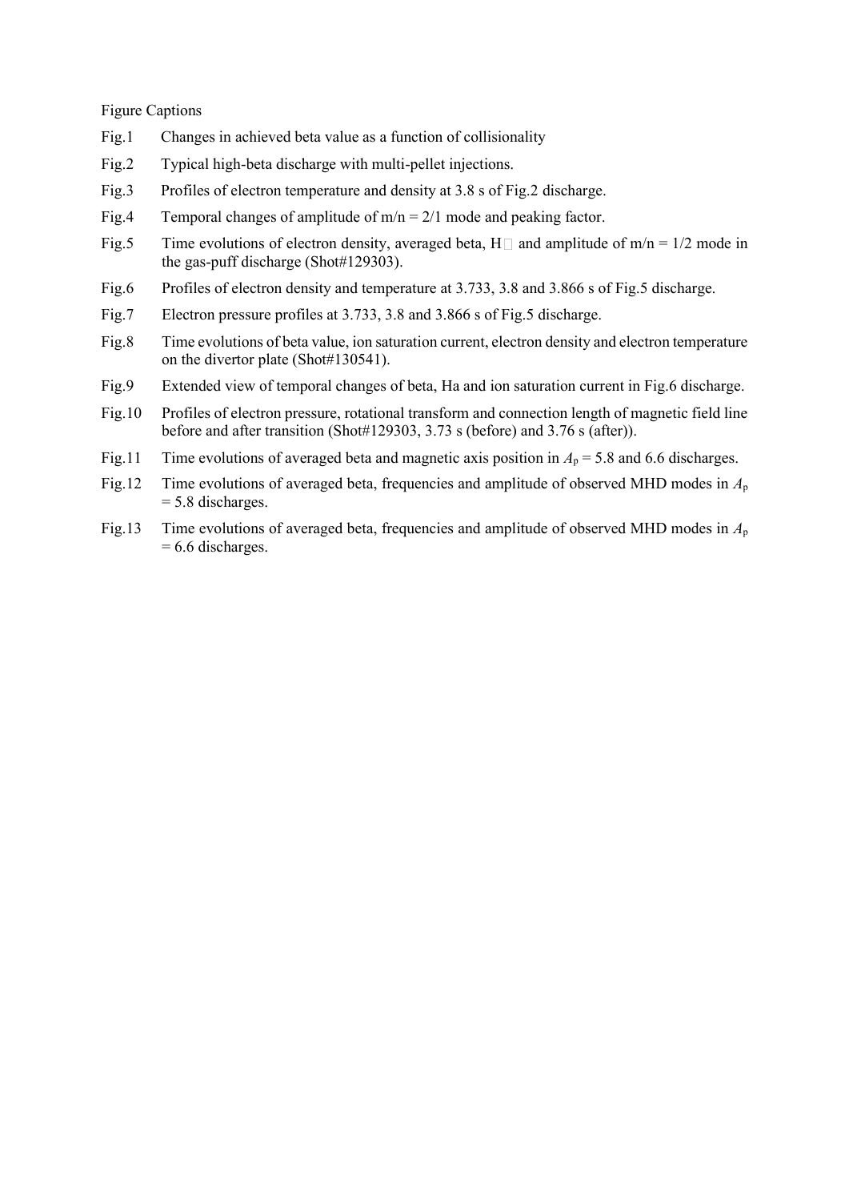Figure Captions

Fig.1 Changes in achieved beta value as a function of collisionality

Fig.2 Typical high-beta discharge with multi-pellet injections.

Fig.3 Profiles of electron temperature and density at 3.8 s of Fig.2 discharge.

Fig.4 Temporal changes of amplitude of m/n = 2/1 mode and peaking factor.

Fig.5 Time evolutions of electron density, averaged beta, H□ and amplitude of m/n = 1/2 mode in the gas-puff discharge (Shot#129303).

Fig.6 Profiles of electron density and temperature at 3.733, 3.8 and 3.866 s of Fig.5 discharge.

Fig.7 Electron pressure profiles at 3.733, 3.8 and 3.866 s of Fig.5 discharge.

Fig.8 Time evolutions of beta value, ion saturation current, electron density and electron temperature on the divertor plate (Shot#130541).

Fig.9 Extended view of temporal changes of beta, Ha and ion saturation current in Fig.6 discharge.

Fig.10 Profiles of electron pressure, rotational transform and connection length of magnetic field line before and after transition (Shot#129303, 3.73 s (before) and 3.76 s (after)).

Fig.11 Time evolutions of averaged beta and magnetic axis position in $A_p$ = 5.8 and 6.6 discharges.

Fig.12 Time evolutions of averaged beta, frequencies and amplitude of observed MHD modes in $A_p$ = 5.8 discharges.

Fig.13 Time evolutions of averaged beta, frequencies and amplitude of observed MHD modes in $A_p$ = 6.6 discharges.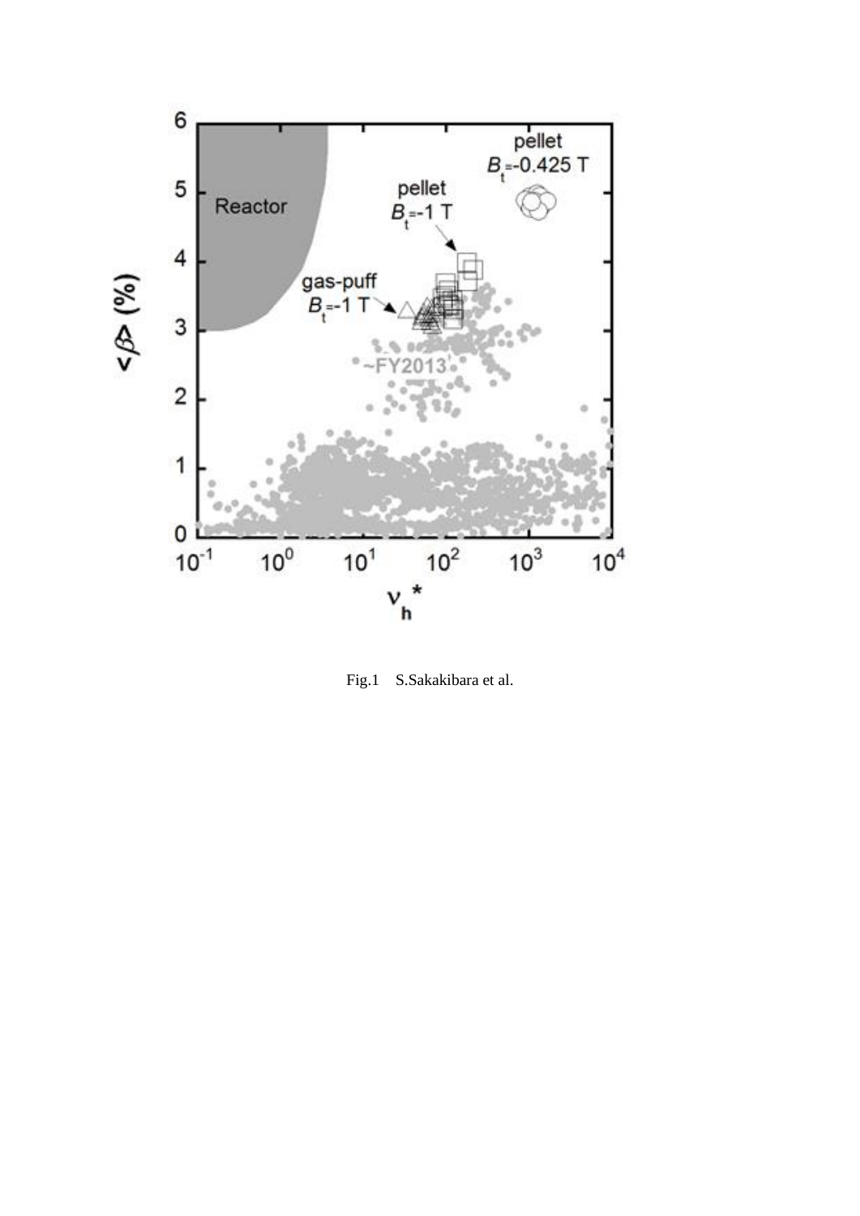Fig.1 S.Sakakibara et al.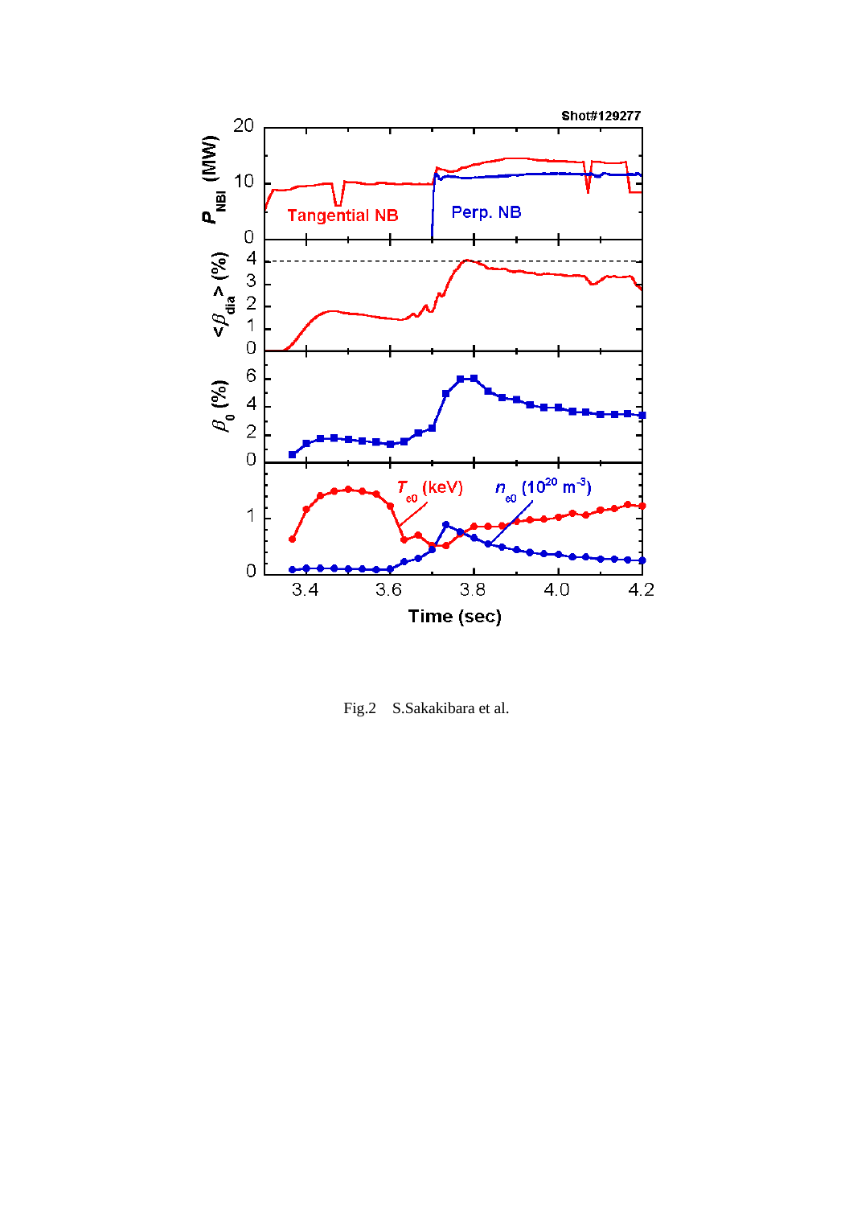Fig.2 S.Sakakibara et al.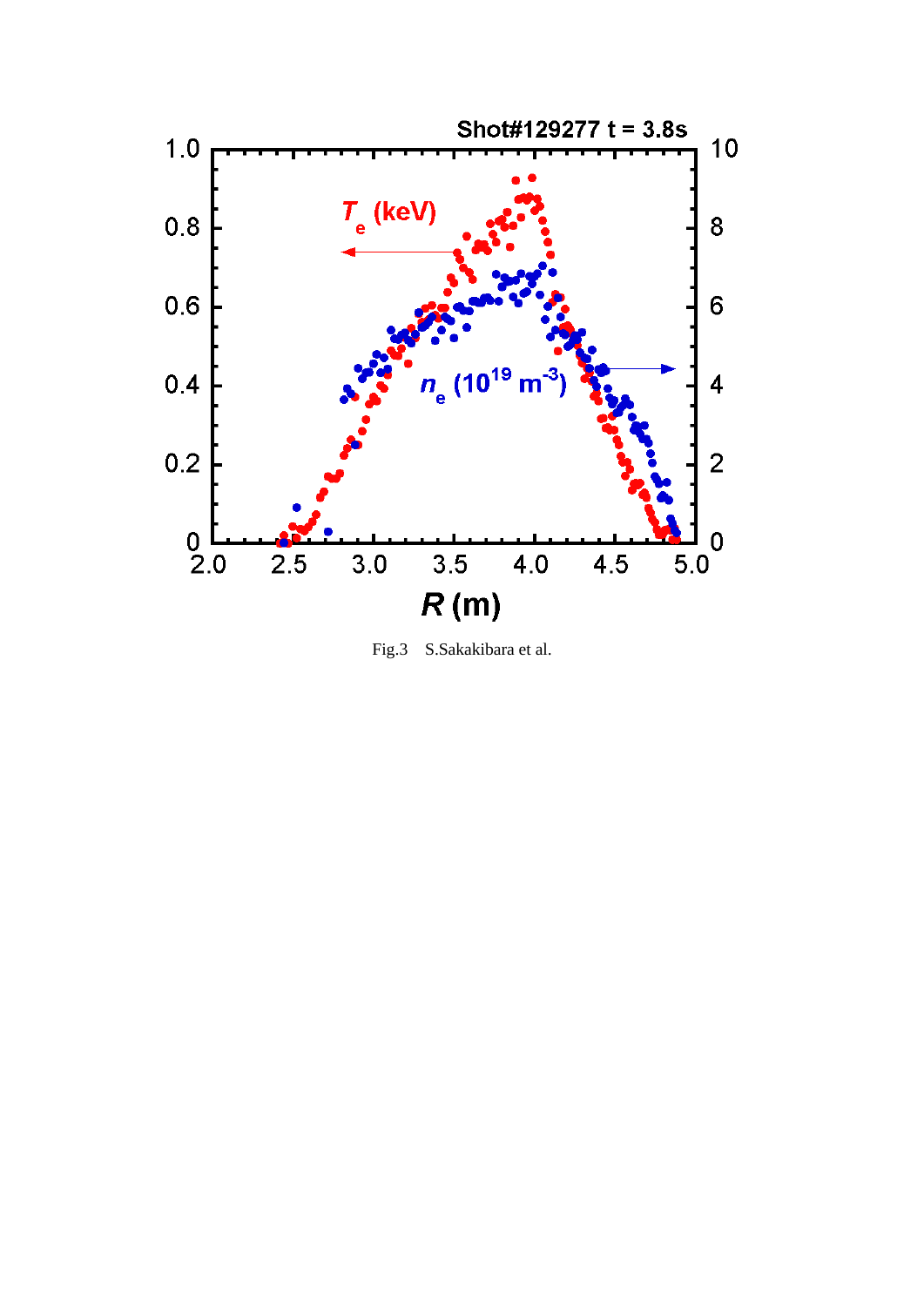Fig.3  S.Sakakibara et al.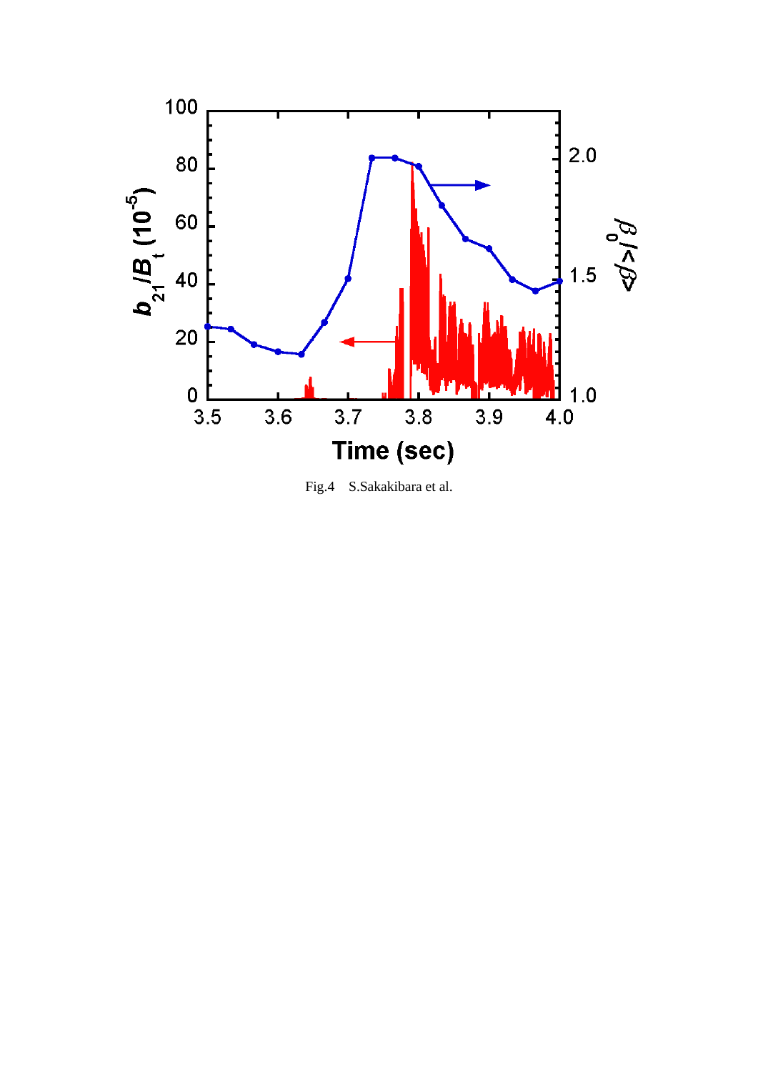Fig.4 S.Sakakibara et al.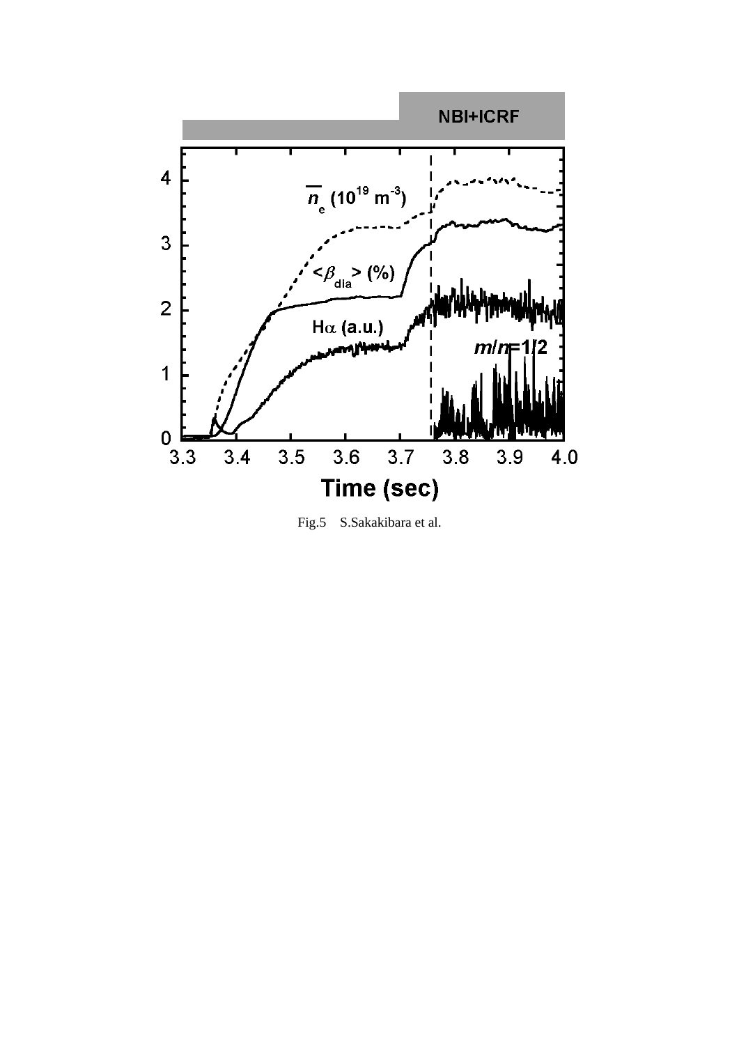NBI+ICRF

$\overline{n}_e$ ($10^{19}$ m$^{-3}$)

$<\beta_{dia}>$ (%)

H$\alpha$ (a.u.)

$m/n$=1/2

Time (sec)

Fig.5 S.Sakakibara et al.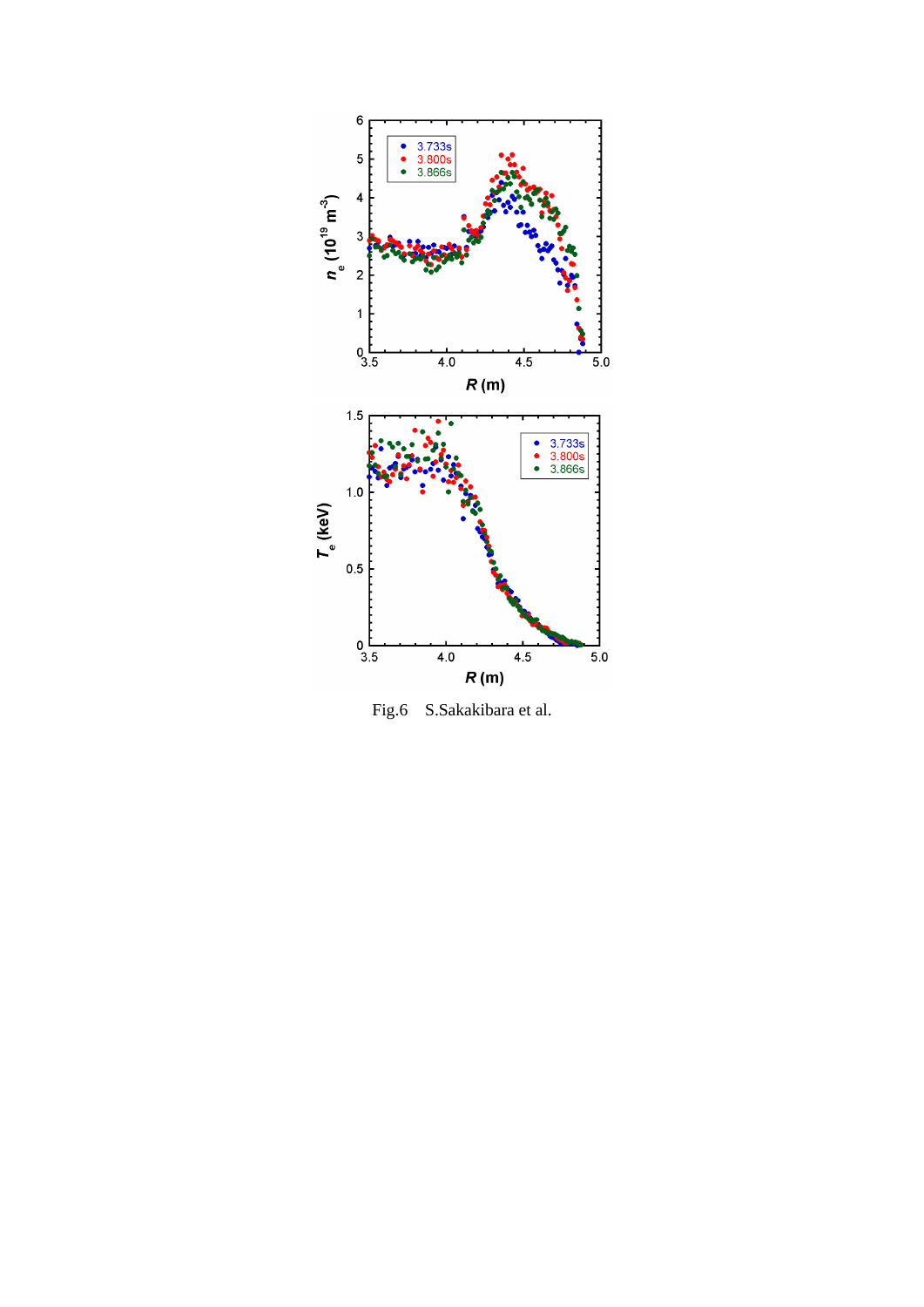Fig.6 S.Sakakibara et al.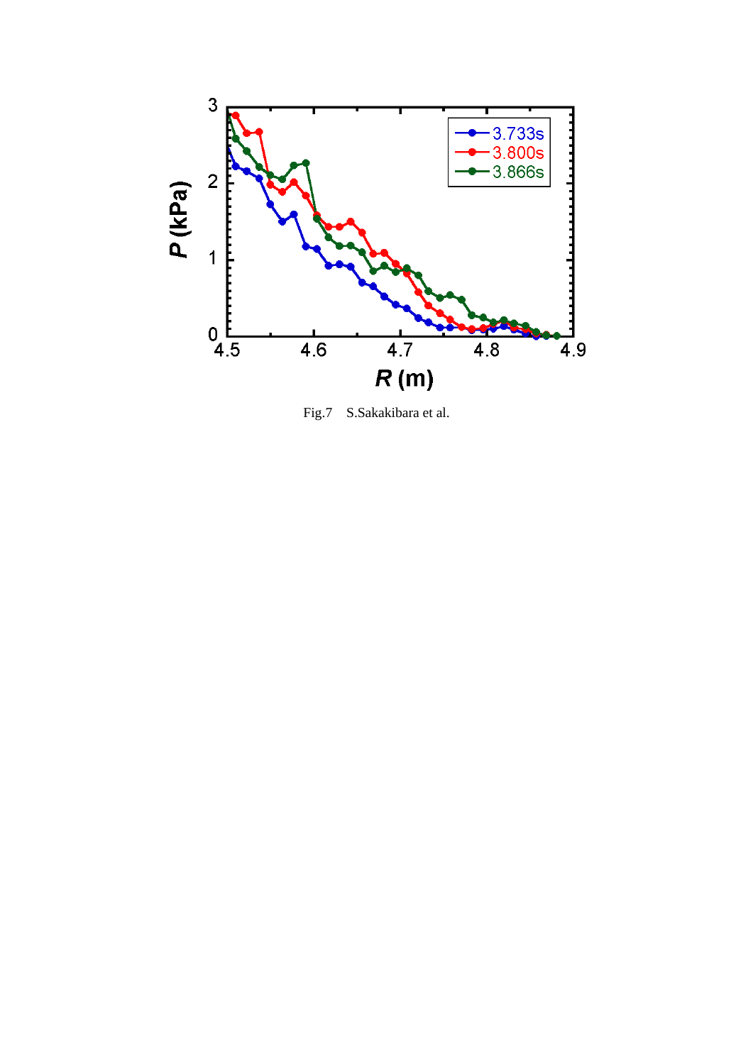Fig.7 S.Sakakibara et al.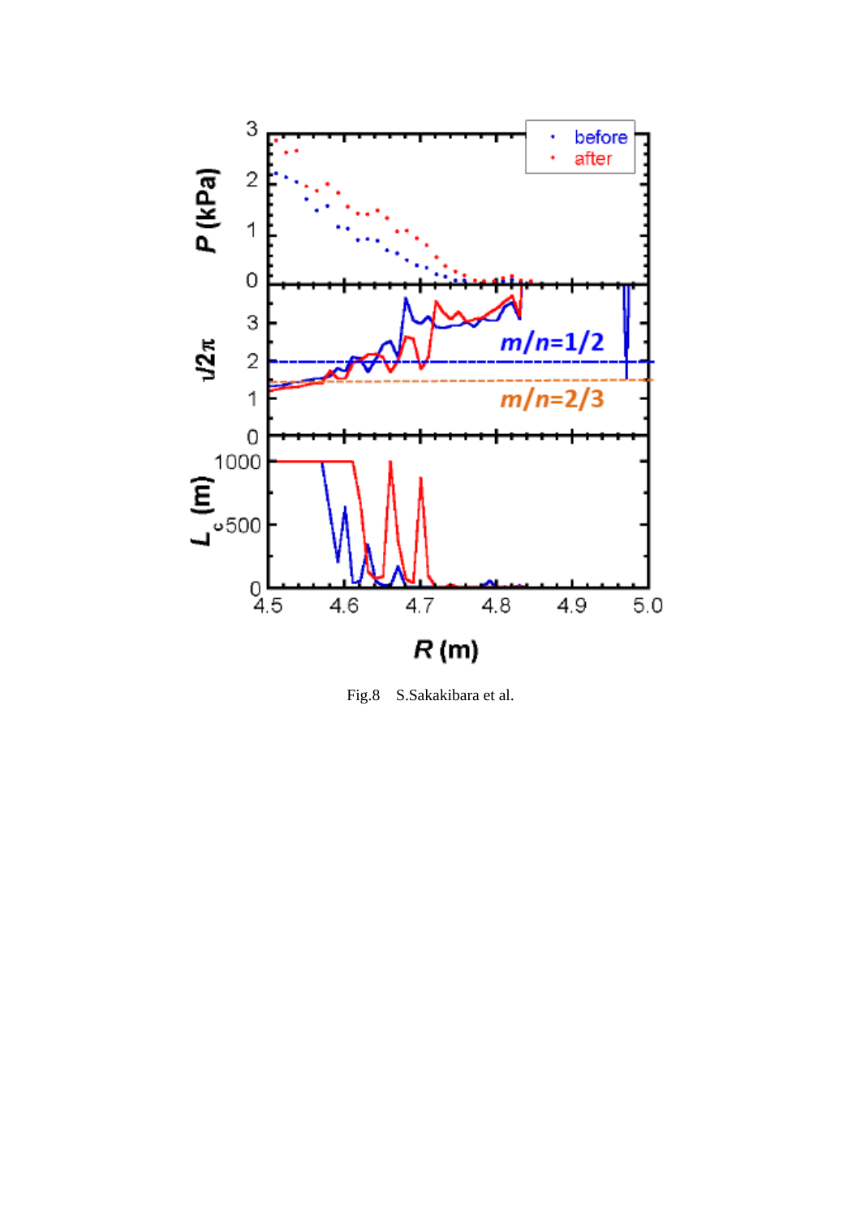Fig.8 S.Sakakibara et al.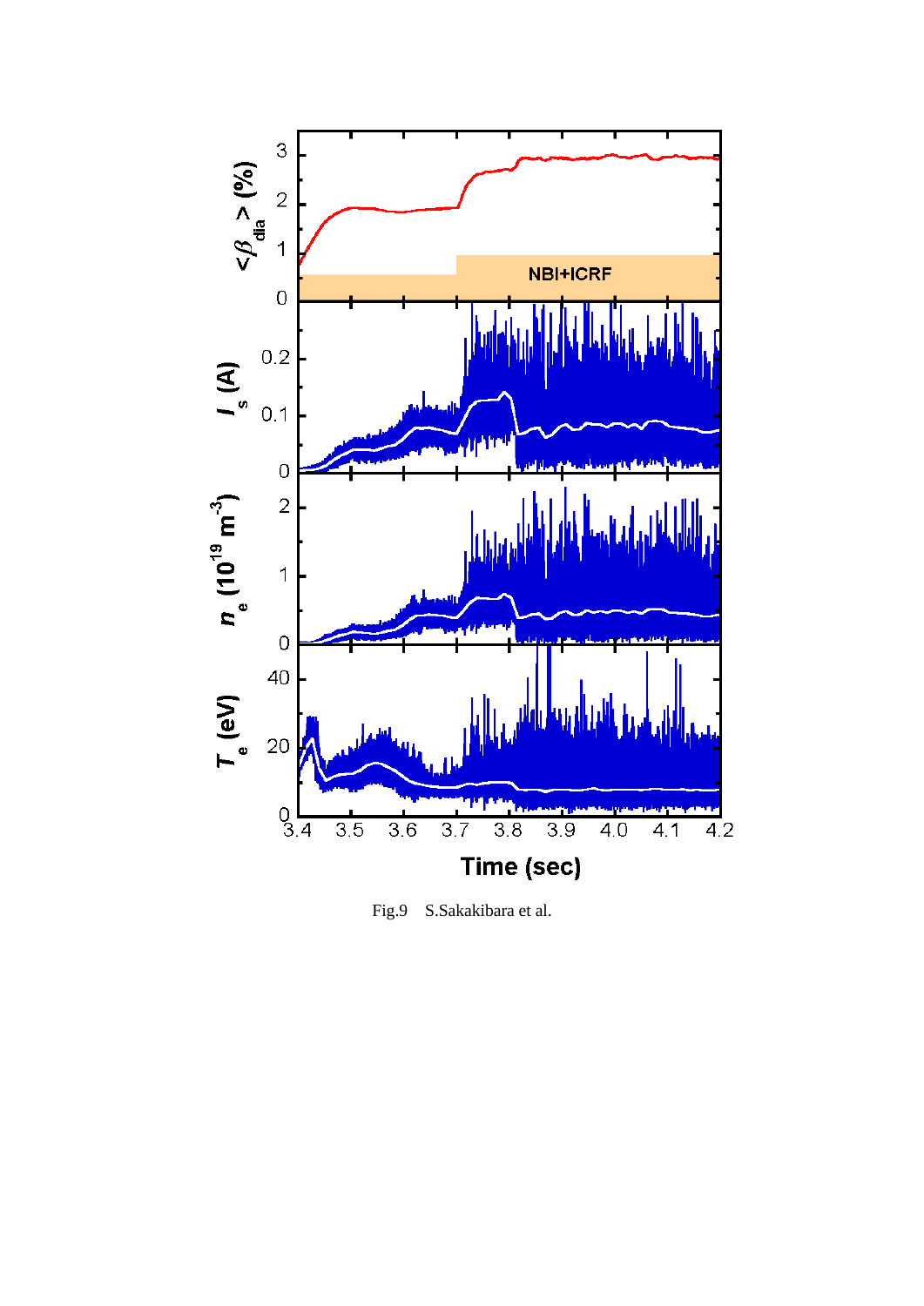Fig.9 S.Sakakibara et al.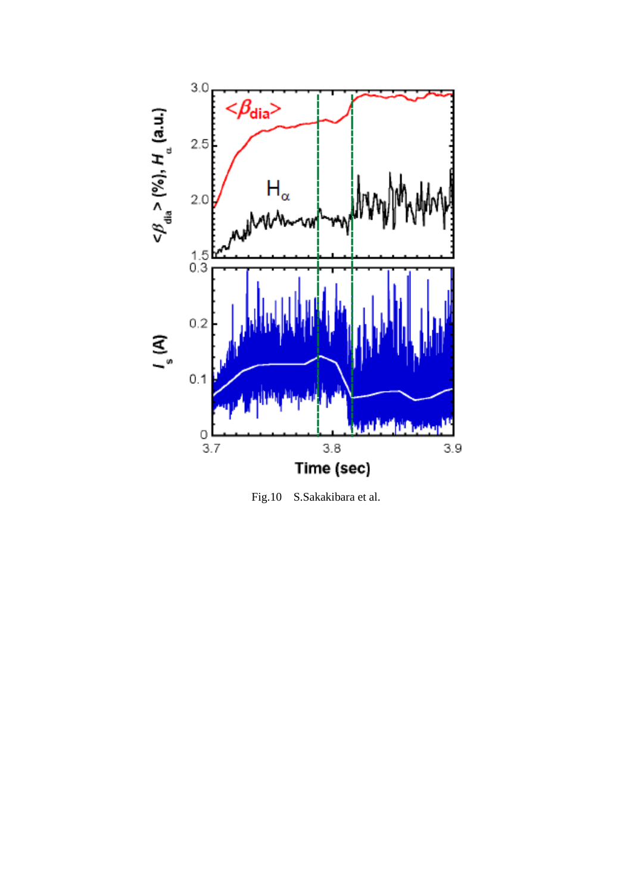Fig.10 S.Sakakibara et al.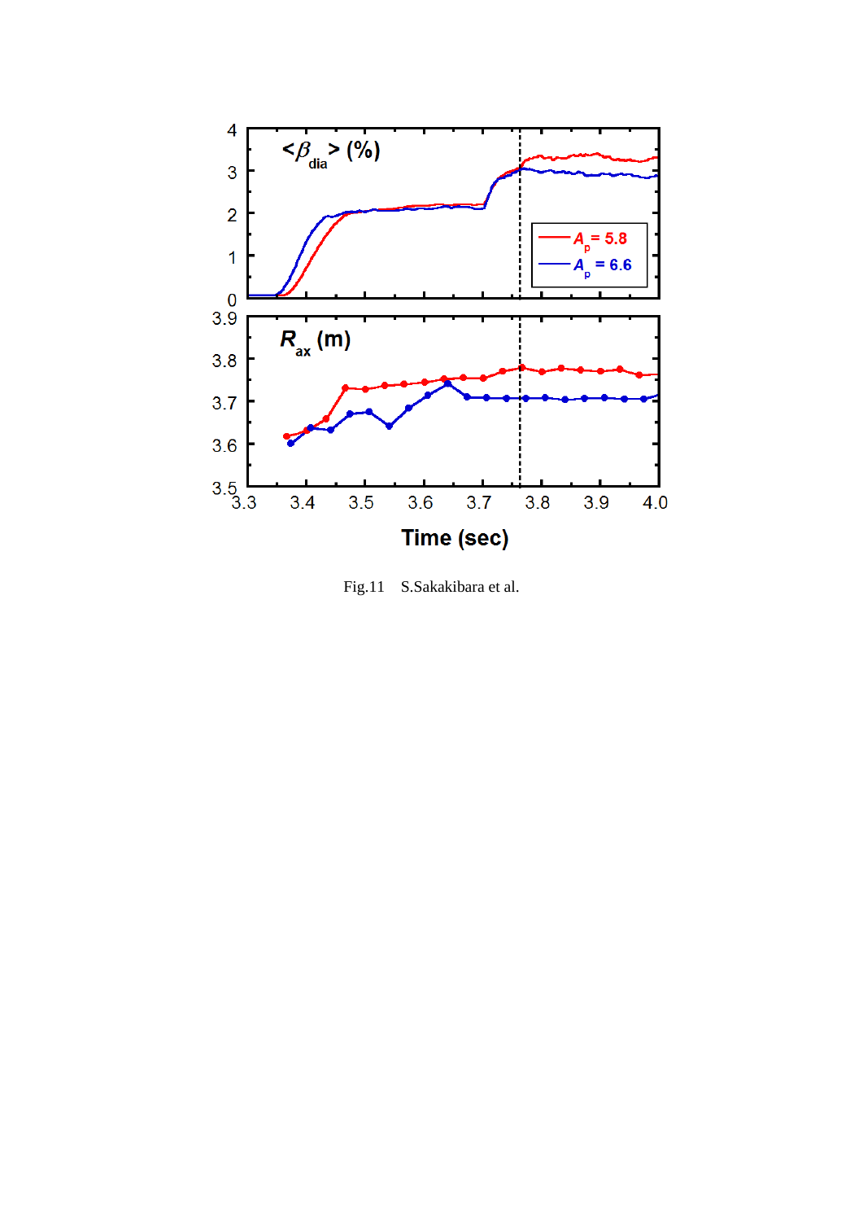Fig.11 S.Sakakibara et al.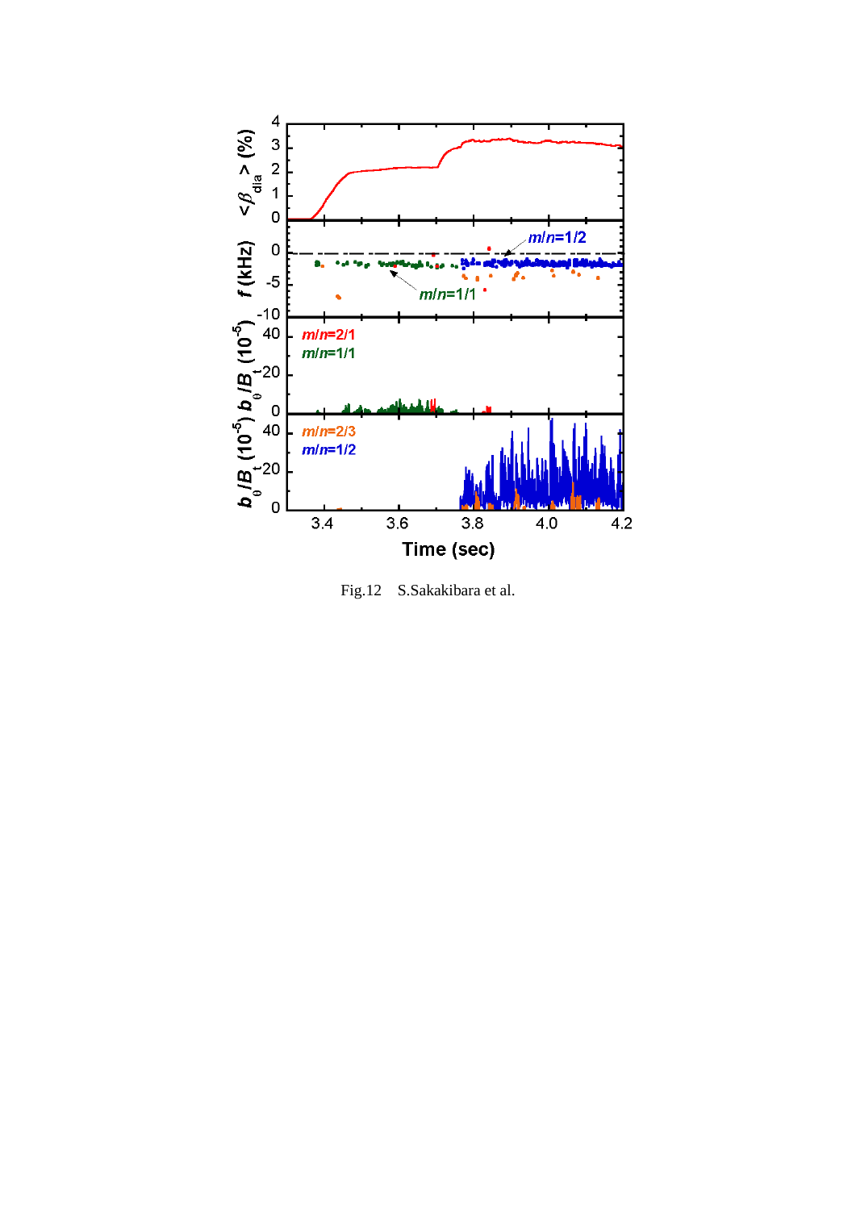Fig.12 S.Sakakibara et al.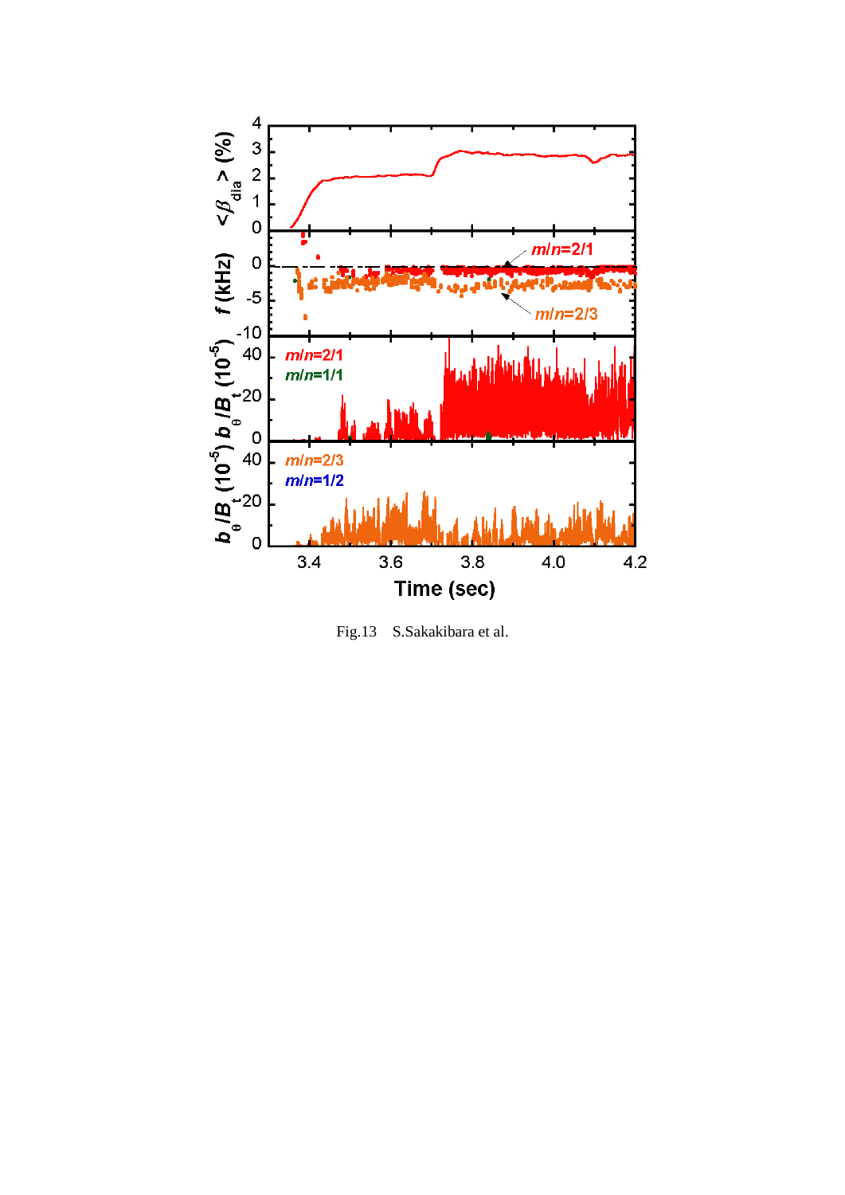$<\beta_{dia}>$ (%)

4
3
2
1
0

$f$ (kHz)

0
-5
-10

$m/n$=2/1

$m/n$=2/3

$b_\theta/B_t$ ($10^{-5}$)

40
20
0

$m/n$=2/1
$m/n$=1/1

$b_\theta/B_t$ ($10^{-5}$)

40
20
0

$m/n$=2/3
$m/n$=1/2

3.4 3.6 3.8 4.0 4.2

Time (sec)

Fig.13 S.Sakakibara et al.